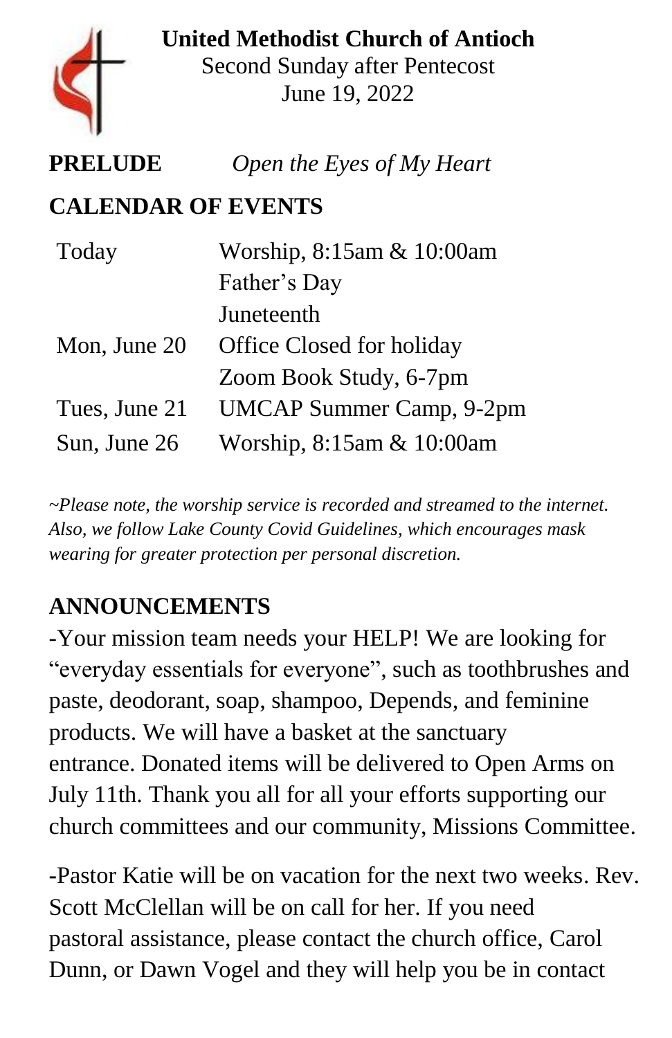**United Methodist Church of Antioch**
Second Sunday after Pentecost
June 19, 2022

**PRELUDE** *Open the Eyes of My Heart*

## CALENDAR OF EVENTS

| | |
|---|---|
| Today | Worship, 8:15am & 10:00am |
| | Father's Day |
| | Juneteenth |
| Mon, June 20 | Office Closed for holiday |
| | Zoom Book Study, 6-7pm |
| Tues, June 21 | UMCAP Summer Camp, 9-2pm |
| Sun, June 26 | Worship, 8:15am & 10:00am |

*~Please note, the worship service is recorded and streamed to the internet. Also, we follow Lake County Covid Guidelines, which encourages mask wearing for greater protection per personal discretion.*

## ANNOUNCEMENTS

-Your mission team needs your HELP! We are looking for "everyday essentials for everyone", such as toothbrushes and paste, deodorant, soap, shampoo, Depends, and feminine products. We will have a basket at the sanctuary entrance. Donated items will be delivered to Open Arms on July 11th. Thank you all for all your efforts supporting our church committees and our community, Missions Committee.

-Pastor Katie will be on vacation for the next two weeks. Rev. Scott McClellan will be on call for her. If you need pastoral assistance, please contact the church office, Carol Dunn, or Dawn Vogel and they will help you be in contact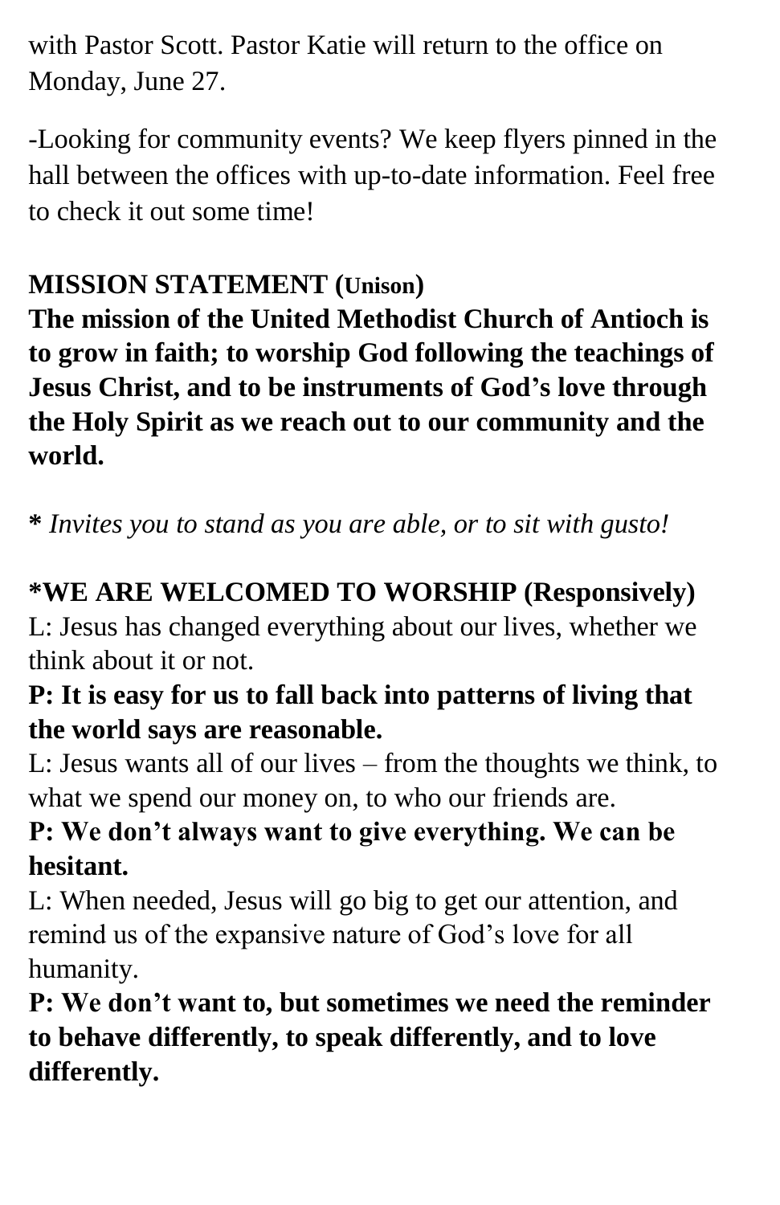with Pastor Scott. Pastor Katie will return to the office on Monday, June 27.

-Looking for community events? We keep flyers pinned in the hall between the offices with up-to-date information. Feel free to check it out some time!

**MISSION STATEMENT (Unison)**

**The mission of the United Methodist Church of Antioch is to grow in faith; to worship God following the teachings of Jesus Christ, and to be instruments of God's love through the Holy Spirit as we reach out to our community and the world.**

**\*** *Invites you to stand as you are able, or to sit with gusto!*

**\*WE ARE WELCOMED TO WORSHIP (Responsively)**

L: Jesus has changed everything about our lives, whether we think about it or not.

**P: It is easy for us to fall back into patterns of living that the world says are reasonable.**

L: Jesus wants all of our lives – from the thoughts we think, to what we spend our money on, to who our friends are.

**P: We don't always want to give everything. We can be hesitant.**

L: When needed, Jesus will go big to get our attention, and remind us of the expansive nature of God's love for all humanity.

**P: We don't want to, but sometimes we need the reminder to behave differently, to speak differently, and to love differently.**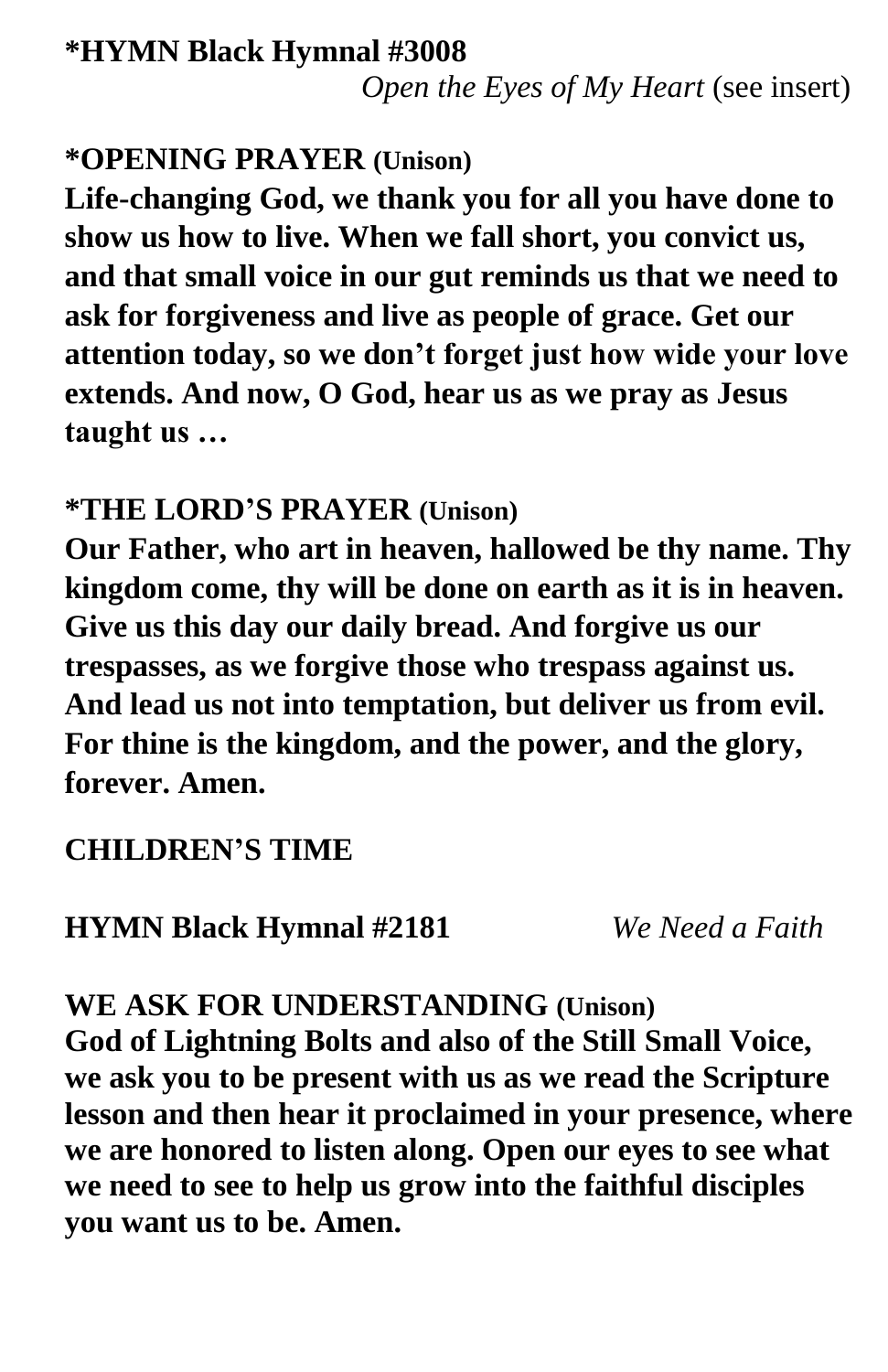**\*HYMN Black Hymnal #3008**
*Open the Eyes of My Heart* (see insert)

**\*OPENING PRAYER (Unison)**
**Life-changing God, we thank you for all you have done to show us how to live. When we fall short, you convict us, and that small voice in our gut reminds us that we need to ask for forgiveness and live as people of grace. Get our attention today, so we don't forget just how wide your love extends. And now, O God, hear us as we pray as Jesus taught us …**

**\*THE LORD'S PRAYER (Unison)**
**Our Father, who art in heaven, hallowed be thy name. Thy kingdom come, thy will be done on earth as it is in heaven. Give us this day our daily bread. And forgive us our trespasses, as we forgive those who trespass against us. And lead us not into temptation, but deliver us from evil. For thine is the kingdom, and the power, and the glory, forever. Amen.**

**CHILDREN'S TIME**

**HYMN Black Hymnal #2181** *We Need a Faith*

**WE ASK FOR UNDERSTANDING (Unison)**
**God of Lightning Bolts and also of the Still Small Voice, we ask you to be present with us as we read the Scripture lesson and then hear it proclaimed in your presence, where we are honored to listen along. Open our eyes to see what we need to see to help us grow into the faithful disciples you want us to be. Amen.**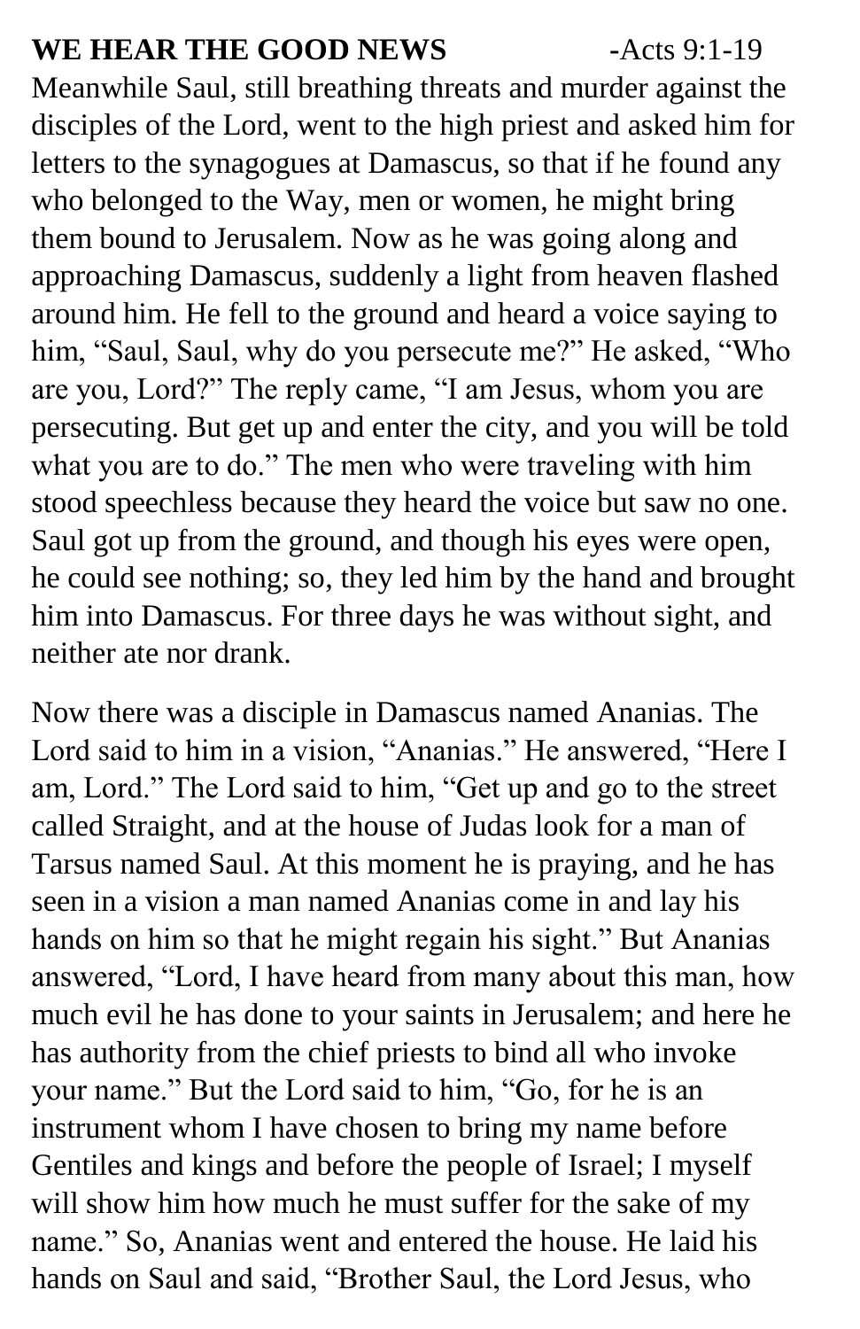**WE HEAR THE GOOD NEWS** -Acts 9:1-19

Meanwhile Saul, still breathing threats and murder against the disciples of the Lord, went to the high priest and asked him for letters to the synagogues at Damascus, so that if he found any who belonged to the Way, men or women, he might bring them bound to Jerusalem. Now as he was going along and approaching Damascus, suddenly a light from heaven flashed around him. He fell to the ground and heard a voice saying to him, "Saul, Saul, why do you persecute me?" He asked, "Who are you, Lord?" The reply came, "I am Jesus, whom you are persecuting. But get up and enter the city, and you will be told what you are to do." The men who were traveling with him stood speechless because they heard the voice but saw no one. Saul got up from the ground, and though his eyes were open, he could see nothing; so, they led him by the hand and brought him into Damascus. For three days he was without sight, and neither ate nor drank.

Now there was a disciple in Damascus named Ananias. The Lord said to him in a vision, "Ananias." He answered, "Here I am, Lord." The Lord said to him, "Get up and go to the street called Straight, and at the house of Judas look for a man of Tarsus named Saul. At this moment he is praying, and he has seen in a vision a man named Ananias come in and lay his hands on him so that he might regain his sight." But Ananias answered, "Lord, I have heard from many about this man, how much evil he has done to your saints in Jerusalem; and here he has authority from the chief priests to bind all who invoke your name." But the Lord said to him, "Go, for he is an instrument whom I have chosen to bring my name before Gentiles and kings and before the people of Israel; I myself will show him how much he must suffer for the sake of my name." So, Ananias went and entered the house. He laid his hands on Saul and said, "Brother Saul, the Lord Jesus, who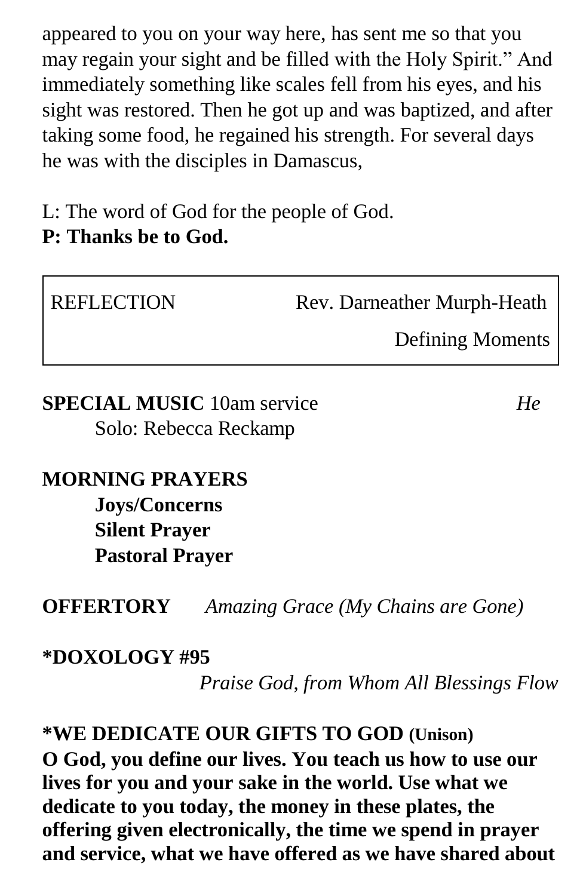appeared to you on your way here, has sent me so that you may regain your sight and be filled with the Holy Spirit." And immediately something like scales fell from his eyes, and his sight was restored. Then he got up and was baptized, and after taking some food, he regained his strength. For several days he was with the disciples in Damascus,

L: The word of God for the people of God.
**P: Thanks be to God.**

| REFLECTION | Rev. Darneather Murph-Heath |
| --- | --- |
| | Defining Moments |

**SPECIAL MUSIC** 10am service *He*
Solo: Rebecca Reckamp

**MORNING PRAYERS**

**Joys/Concerns**
**Silent Prayer**
**Pastoral Prayer**

**OFFERTORY** *Amazing Grace (My Chains are Gone)*

**\*DOXOLOGY #95**
*Praise God, from Whom All Blessings Flow*

**\*WE DEDICATE OUR GIFTS TO GOD (Unison)**
**O God, you define our lives. You teach us how to use our lives for you and your sake in the world. Use what we dedicate to you today, the money in these plates, the offering given electronically, the time we spend in prayer and service, what we have offered as we have shared about**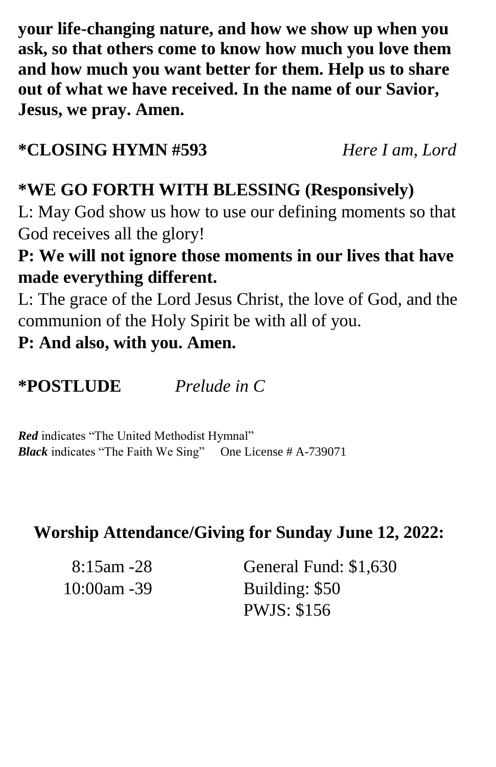**your life-changing nature, and how we show up when you ask, so that others come to know how much you love them and how much you want better for them. Help us to share out of what we have received. In the name of our Savior, Jesus, we pray. Amen.**

**\*CLOSING HYMN #593** *Here I am, Lord*

**\*WE GO FORTH WITH BLESSING (Responsively)**

L: May God show us how to use our defining moments so that God receives all the glory!

**P: We will not ignore those moments in our lives that have made everything different.**

L: The grace of the Lord Jesus Christ, the love of God, and the communion of the Holy Spirit be with all of you.

**P: And also, with you. Amen.**

**\*POSTLUDE** *Prelude in C*

***Red*** indicates "The United Methodist Hymnal"
***Black*** indicates "The Faith We Sing" One License # A-739071

**Worship Attendance/Giving for Sunday June 12, 2022:**

8:15am -28
10:00am -39

General Fund: $1,630
Building: $50
PWJS: $156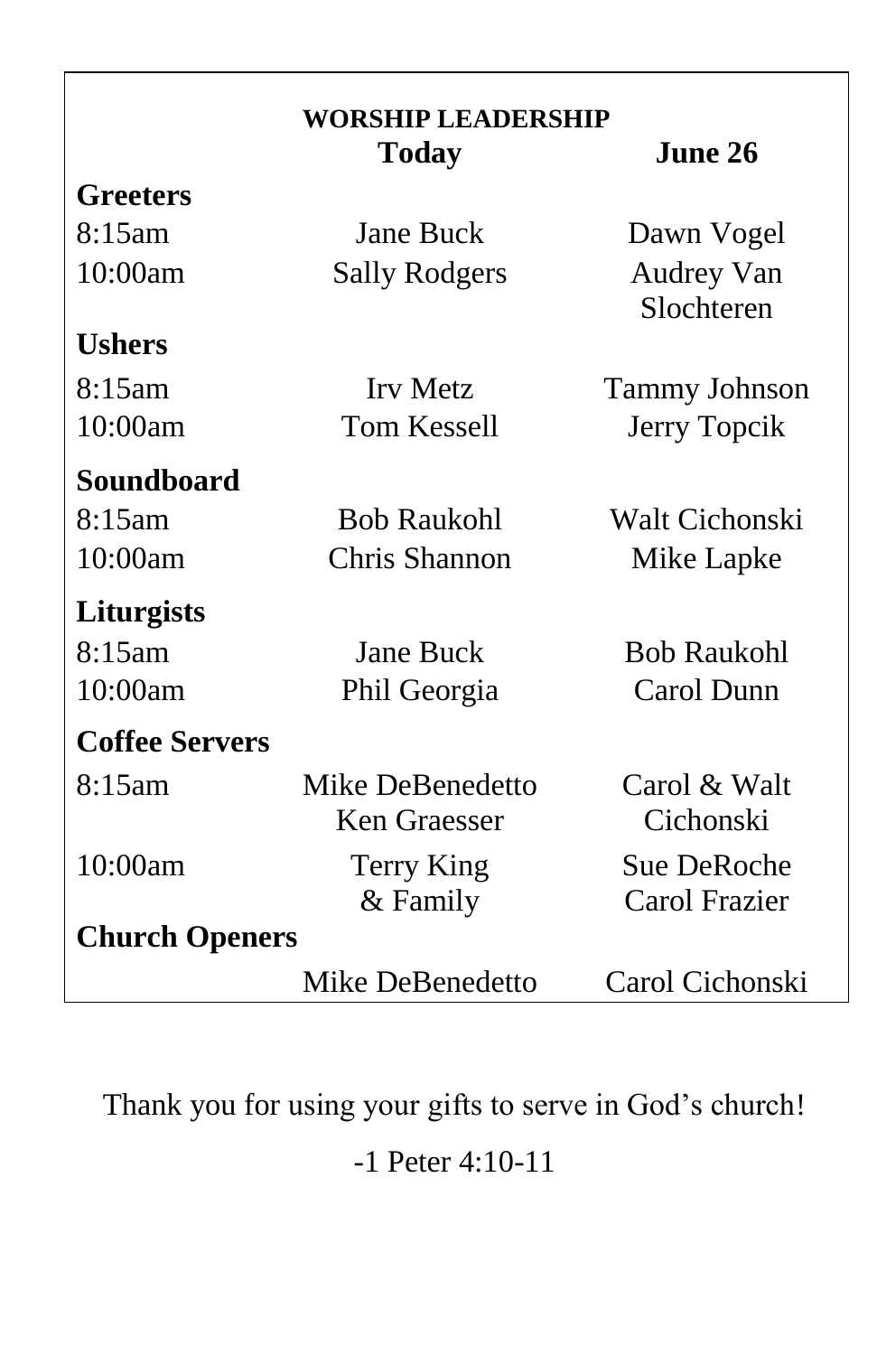## WORSHIP LEADERSHIP

| | Today | June 26 |
|---|---|---|
| **Greeters** | | |
| 8:15am | Jane Buck | Dawn Vogel |
| 10:00am | Sally Rodgers | Audrey Van Slochteren |
| **Ushers** | | |
| 8:15am | Irv Metz | Tammy Johnson |
| 10:00am | Tom Kessell | Jerry Topcik |
| **Soundboard** | | |
| 8:15am | Bob Raukohl | Walt Cichonski |
| 10:00am | Chris Shannon | Mike Lapke |
| **Liturgists** | | |
| 8:15am | Jane Buck | Bob Raukohl |
| 10:00am | Phil Georgia | Carol Dunn |
| **Coffee Servers** | | |
| 8:15am | Mike DeBenedetto Ken Graesser | Carol & Walt Cichonski |
| 10:00am | Terry King & Family | Sue DeRoche Carol Frazier |
| **Church Openers** | | |
| | Mike DeBenedetto | Carol Cichonski |

Thank you for using your gifts to serve in God's church!

-1 Peter 4:10-11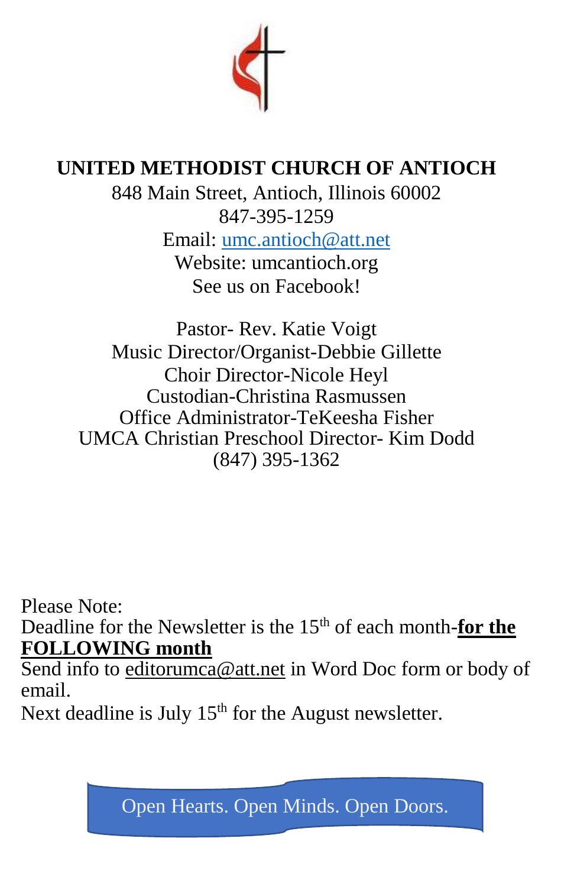**UNITED METHODIST CHURCH OF ANTIOCH**

848 Main Street, Antioch, Illinois 60002

847-395-1259

Email: umc.antioch@att.net

Website: umcantioch.org

See us on Facebook!

Pastor- Rev. Katie Voigt

Music Director/Organist-Debbie Gillette

Choir Director-Nicole Heyl

Custodian-Christina Rasmussen

Office Administrator-TeKeesha Fisher

UMCA Christian Preschool Director- Kim Dodd

(847) 395-1362

Please Note:

Deadline for the Newsletter is the 15th of each month-**for the FOLLOWING month**

Send info to editorumca@att.net in Word Doc form or body of email.

Next deadline is July 15th for the August newsletter.

Open Hearts. Open Minds. Open Doors.